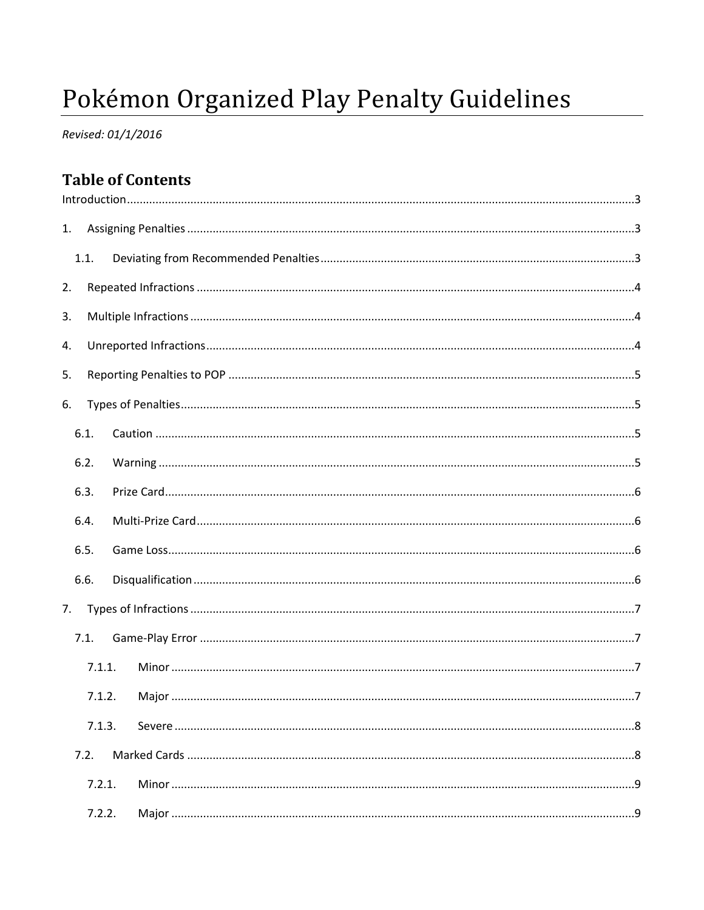# Pokémon Organized Play Penalty Guidelines

*Revised: 01/1/2016*

## Table of Contents

Introduction....................................................................................................3

1. Assigning Penalties ....................................................................................3
   - 1.1. Deviating from Recommended Penalties .............................................3
2. Repeated Infractions ...................................................................................4
3. Multiple Infractions .....................................................................................4
4. Unreported Infractions .................................................................................4
5. Reporting Penalties to POP ..........................................................................5
6. Types of Penalties ........................................................................................5
   - 6.1. Caution ...............................................................................................5
   - 6.2. Warning ..............................................................................................5
   - 6.3. Prize Card ............................................................................................6
   - 6.4. Multi-Prize Card ...................................................................................6
   - 6.5. Game Loss ...........................................................................................6
   - 6.6. Disqualification ....................................................................................6
7. Types of Infractions .....................................................................................7
   - 7.1. Game-Play Error ...................................................................................7
     - 7.1.1. Minor ............................................................................................7
     - 7.1.2. Major ............................................................................................7
     - 7.1.3. Severe ...........................................................................................8
   - 7.2. Marked Cards ......................................................................................8
     - 7.2.1. Minor ............................................................................................9
     - 7.2.2. Major ............................................................................................9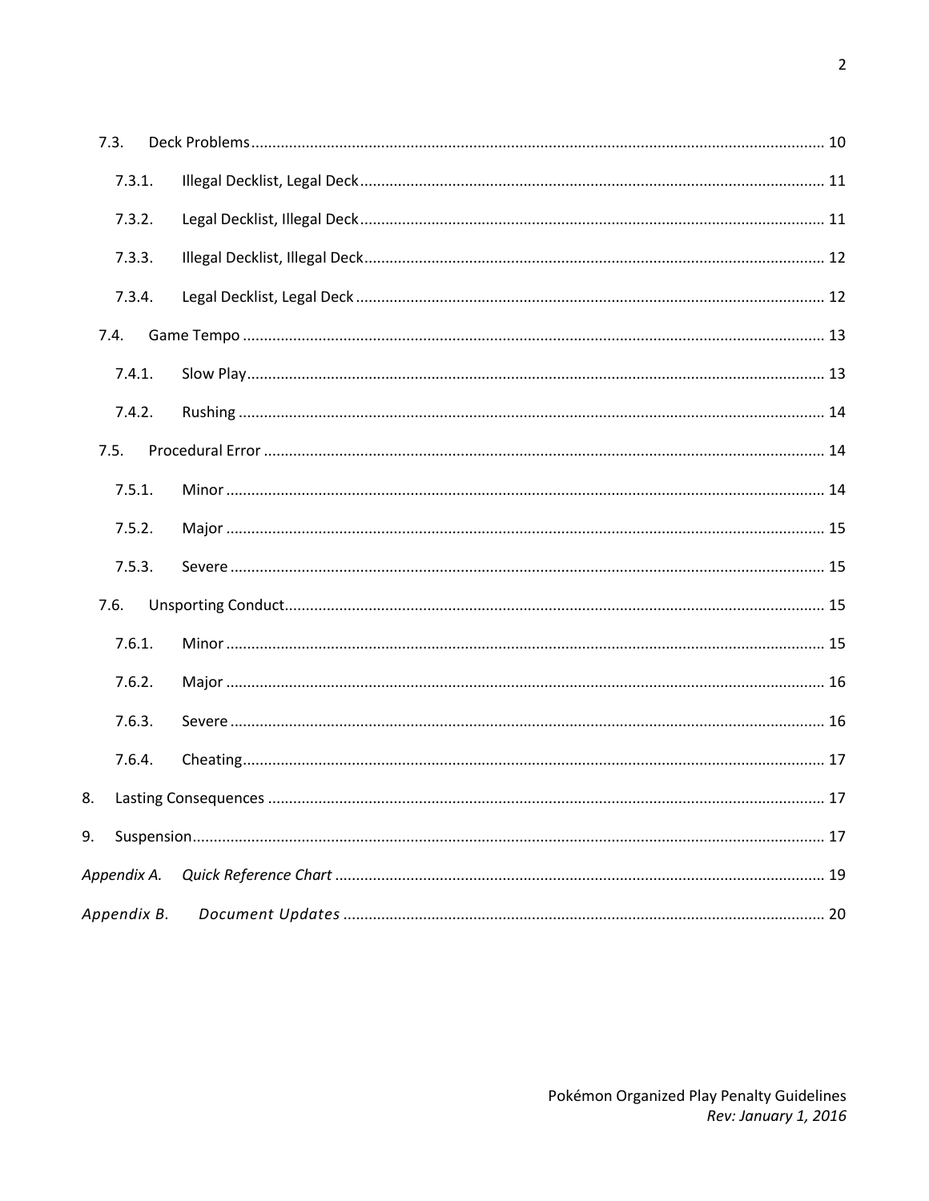- 7.3. Deck Problems ........ 10
  - 7.3.1. Illegal Decklist, Legal Deck ........ 11
  - 7.3.2. Legal Decklist, Illegal Deck ........ 11
  - 7.3.3. Illegal Decklist, Illegal Deck ........ 12
  - 7.3.4. Legal Decklist, Legal Deck ........ 12
- 7.4. Game Tempo ........ 13
  - 7.4.1. Slow Play ........ 13
  - 7.4.2. Rushing ........ 14
- 7.5. Procedural Error ........ 14
  - 7.5.1. Minor ........ 14
  - 7.5.2. Major ........ 15
  - 7.5.3. Severe ........ 15
- 7.6. Unsporting Conduct ........ 15
  - 7.6.1. Minor ........ 15
  - 7.6.2. Major ........ 16
  - 7.6.3. Severe ........ 16
  - 7.6.4. Cheating ........ 17

8. Lasting Consequences ........ 17

9. Suspension ........ 17

*Appendix A. Quick Reference Chart* ........ 19

*Appendix B. Document Updates* ........ 20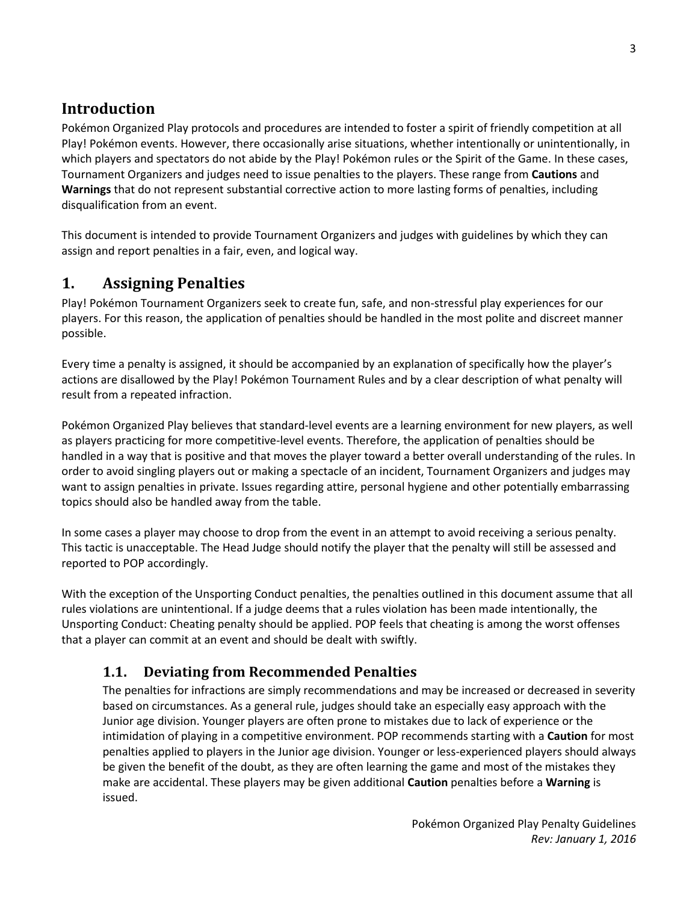## Introduction

Pokémon Organized Play protocols and procedures are intended to foster a spirit of friendly competition at all Play! Pokémon events. However, there occasionally arise situations, whether intentionally or unintentionally, in which players and spectators do not abide by the Play! Pokémon rules or the Spirit of the Game. In these cases, Tournament Organizers and judges need to issue penalties to the players. These range from **Cautions** and **Warnings** that do not represent substantial corrective action to more lasting forms of penalties, including disqualification from an event.

This document is intended to provide Tournament Organizers and judges with guidelines by which they can assign and report penalties in a fair, even, and logical way.

## 1. Assigning Penalties

Play! Pokémon Tournament Organizers seek to create fun, safe, and non-stressful play experiences for our players. For this reason, the application of penalties should be handled in the most polite and discreet manner possible.

Every time a penalty is assigned, it should be accompanied by an explanation of specifically how the player's actions are disallowed by the Play! Pokémon Tournament Rules and by a clear description of what penalty will result from a repeated infraction.

Pokémon Organized Play believes that standard-level events are a learning environment for new players, as well as players practicing for more competitive-level events. Therefore, the application of penalties should be handled in a way that is positive and that moves the player toward a better overall understanding of the rules. In order to avoid singling players out or making a spectacle of an incident, Tournament Organizers and judges may want to assign penalties in private. Issues regarding attire, personal hygiene and other potentially embarrassing topics should also be handled away from the table.

In some cases a player may choose to drop from the event in an attempt to avoid receiving a serious penalty. This tactic is unacceptable. The Head Judge should notify the player that the penalty will still be assessed and reported to POP accordingly.

With the exception of the Unsporting Conduct penalties, the penalties outlined in this document assume that all rules violations are unintentional. If a judge deems that a rules violation has been made intentionally, the Unsporting Conduct: Cheating penalty should be applied. POP feels that cheating is among the worst offenses that a player can commit at an event and should be dealt with swiftly.

### 1.1. Deviating from Recommended Penalties

The penalties for infractions are simply recommendations and may be increased or decreased in severity based on circumstances. As a general rule, judges should take an especially easy approach with the Junior age division. Younger players are often prone to mistakes due to lack of experience or the intimidation of playing in a competitive environment. POP recommends starting with a **Caution** for most penalties applied to players in the Junior age division. Younger or less-experienced players should always be given the benefit of the doubt, as they are often learning the game and most of the mistakes they make are accidental. These players may be given additional **Caution** penalties before a **Warning** is issued.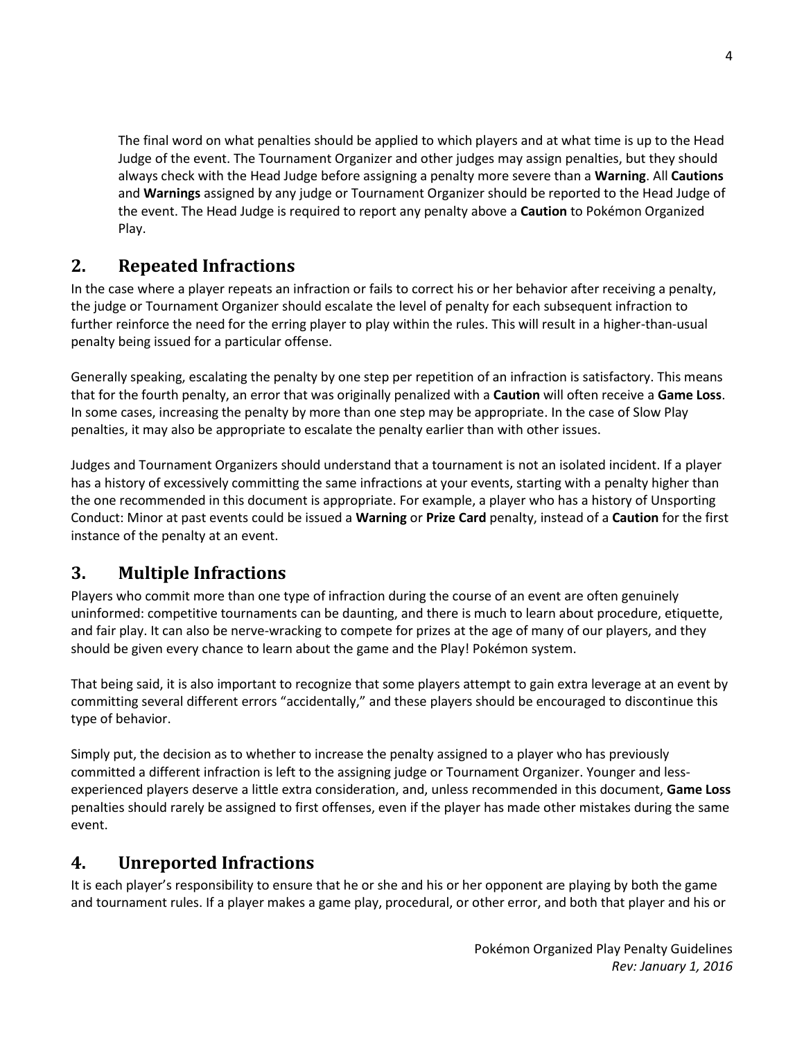The final word on what penalties should be applied to which players and at what time is up to the Head Judge of the event. The Tournament Organizer and other judges may assign penalties, but they should always check with the Head Judge before assigning a penalty more severe than a **Warning**. All **Cautions** and **Warnings** assigned by any judge or Tournament Organizer should be reported to the Head Judge of the event. The Head Judge is required to report any penalty above a **Caution** to Pokémon Organized Play.

## 2. Repeated Infractions

In the case where a player repeats an infraction or fails to correct his or her behavior after receiving a penalty, the judge or Tournament Organizer should escalate the level of penalty for each subsequent infraction to further reinforce the need for the erring player to play within the rules. This will result in a higher-than-usual penalty being issued for a particular offense.

Generally speaking, escalating the penalty by one step per repetition of an infraction is satisfactory. This means that for the fourth penalty, an error that was originally penalized with a **Caution** will often receive a **Game Loss**. In some cases, increasing the penalty by more than one step may be appropriate. In the case of Slow Play penalties, it may also be appropriate to escalate the penalty earlier than with other issues.

Judges and Tournament Organizers should understand that a tournament is not an isolated incident. If a player has a history of excessively committing the same infractions at your events, starting with a penalty higher than the one recommended in this document is appropriate. For example, a player who has a history of Unsporting Conduct: Minor at past events could be issued a **Warning** or **Prize Card** penalty, instead of a **Caution** for the first instance of the penalty at an event.

## 3. Multiple Infractions

Players who commit more than one type of infraction during the course of an event are often genuinely uninformed: competitive tournaments can be daunting, and there is much to learn about procedure, etiquette, and fair play. It can also be nerve-wracking to compete for prizes at the age of many of our players, and they should be given every chance to learn about the game and the Play! Pokémon system.

That being said, it is also important to recognize that some players attempt to gain extra leverage at an event by committing several different errors "accidentally," and these players should be encouraged to discontinue this type of behavior.

Simply put, the decision as to whether to increase the penalty assigned to a player who has previously committed a different infraction is left to the assigning judge or Tournament Organizer. Younger and less-experienced players deserve a little extra consideration, and, unless recommended in this document, **Game Loss** penalties should rarely be assigned to first offenses, even if the player has made other mistakes during the same event.

## 4. Unreported Infractions

It is each player's responsibility to ensure that he or she and his or her opponent are playing by both the game and tournament rules. If a player makes a game play, procedural, or other error, and both that player and his or her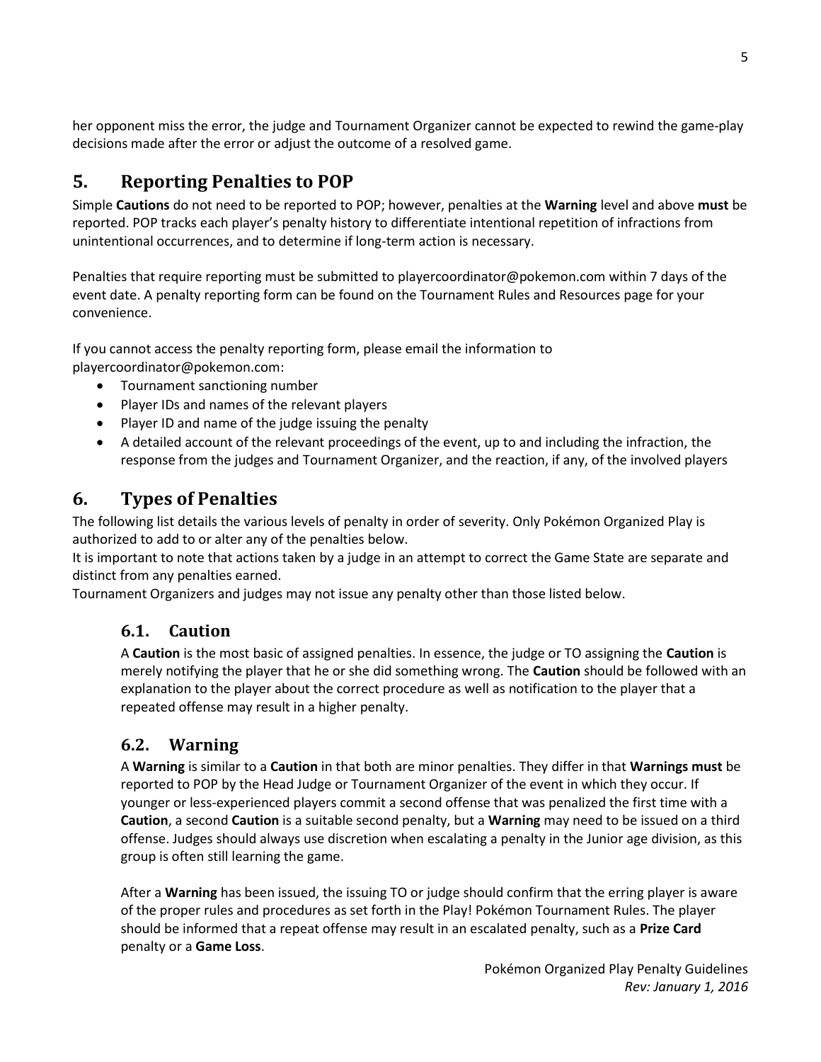her opponent miss the error, the judge and Tournament Organizer cannot be expected to rewind the game-play decisions made after the error or adjust the outcome of a resolved game.

## 5. Reporting Penalties to POP

Simple **Cautions** do not need to be reported to POP; however, penalties at the **Warning** level and above **must** be reported. POP tracks each player's penalty history to differentiate intentional repetition of infractions from unintentional occurrences, and to determine if long-term action is necessary.

Penalties that require reporting must be submitted to playercoordinator@pokemon.com within 7 days of the event date. A penalty reporting form can be found on the Tournament Rules and Resources page for your convenience.

If you cannot access the penalty reporting form, please email the information to playercoordinator@pokemon.com:

- Tournament sanctioning number
- Player IDs and names of the relevant players
- Player ID and name of the judge issuing the penalty
- A detailed account of the relevant proceedings of the event, up to and including the infraction, the response from the judges and Tournament Organizer, and the reaction, if any, of the involved players

## 6. Types of Penalties

The following list details the various levels of penalty in order of severity. Only Pokémon Organized Play is authorized to add to or alter any of the penalties below.

It is important to note that actions taken by a judge in an attempt to correct the Game State are separate and distinct from any penalties earned.

Tournament Organizers and judges may not issue any penalty other than those listed below.

### 6.1. Caution

A **Caution** is the most basic of assigned penalties. In essence, the judge or TO assigning the **Caution** is merely notifying the player that he or she did something wrong. The **Caution** should be followed with an explanation to the player about the correct procedure as well as notification to the player that a repeated offense may result in a higher penalty.

### 6.2. Warning

A **Warning** is similar to a **Caution** in that both are minor penalties. They differ in that **Warnings must** be reported to POP by the Head Judge or Tournament Organizer of the event in which they occur. If younger or less-experienced players commit a second offense that was penalized the first time with a **Caution**, a second **Caution** is a suitable second penalty, but a **Warning** may need to be issued on a third offense. Judges should always use discretion when escalating a penalty in the Junior age division, as this group is often still learning the game.

After a **Warning** has been issued, the issuing TO or judge should confirm that the erring player is aware of the proper rules and procedures as set forth in the Play! Pokémon Tournament Rules. The player should be informed that a repeat offense may result in an escalated penalty, such as a **Prize Card** penalty or a **Game Loss**.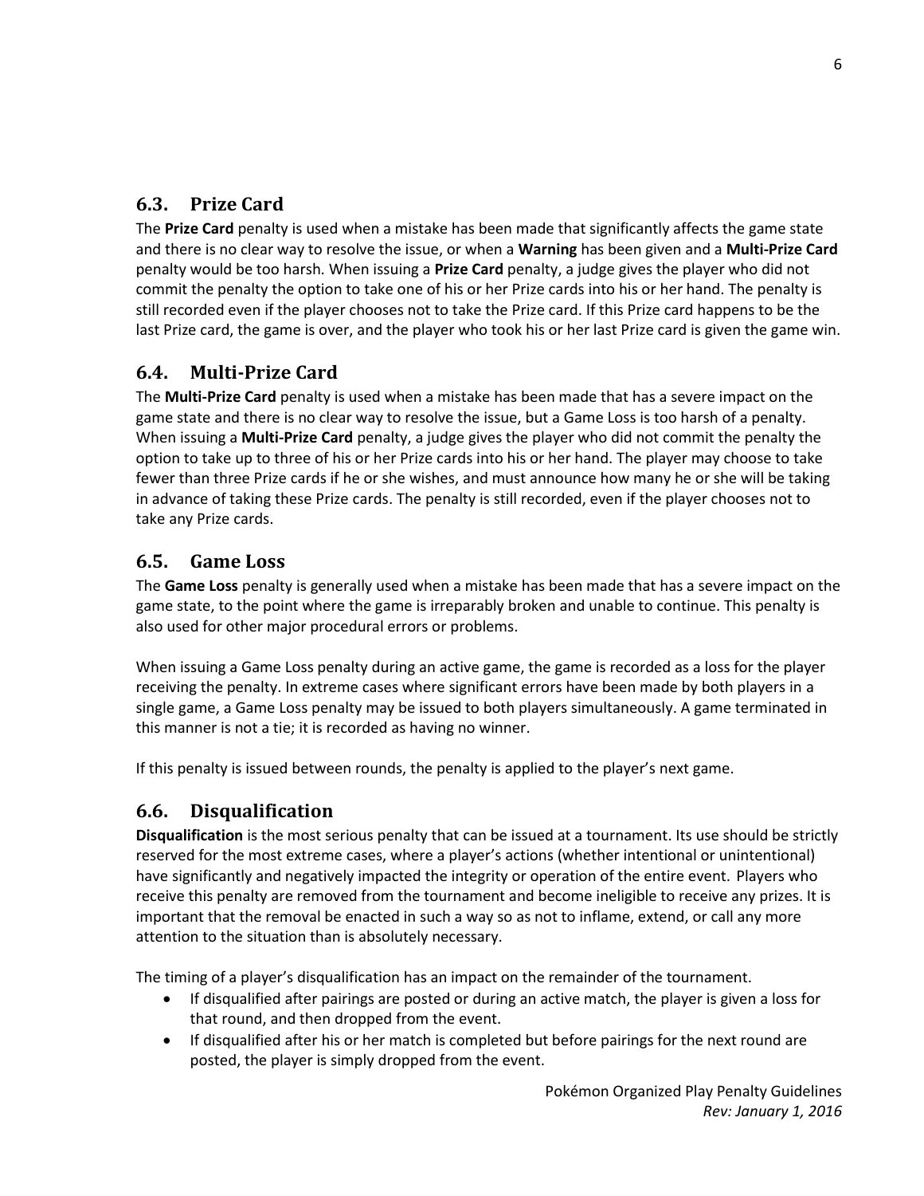## 6.3. Prize Card

The **Prize Card** penalty is used when a mistake has been made that significantly affects the game state and there is no clear way to resolve the issue, or when a **Warning** has been given and a **Multi-Prize Card** penalty would be too harsh. When issuing a **Prize Card** penalty, a judge gives the player who did not commit the penalty the option to take one of his or her Prize cards into his or her hand. The penalty is still recorded even if the player chooses not to take the Prize card. If this Prize card happens to be the last Prize card, the game is over, and the player who took his or her last Prize card is given the game win.

## 6.4. Multi-Prize Card

The **Multi-Prize Card** penalty is used when a mistake has been made that has a severe impact on the game state and there is no clear way to resolve the issue, but a Game Loss is too harsh of a penalty. When issuing a **Multi-Prize Card** penalty, a judge gives the player who did not commit the penalty the option to take up to three of his or her Prize cards into his or her hand. The player may choose to take fewer than three Prize cards if he or she wishes, and must announce how many he or she will be taking in advance of taking these Prize cards. The penalty is still recorded, even if the player chooses not to take any Prize cards.

## 6.5. Game Loss

The **Game Loss** penalty is generally used when a mistake has been made that has a severe impact on the game state, to the point where the game is irreparably broken and unable to continue. This penalty is also used for other major procedural errors or problems.

When issuing a Game Loss penalty during an active game, the game is recorded as a loss for the player receiving the penalty. In extreme cases where significant errors have been made by both players in a single game, a Game Loss penalty may be issued to both players simultaneously. A game terminated in this manner is not a tie; it is recorded as having no winner.

If this penalty is issued between rounds, the penalty is applied to the player's next game.

## 6.6. Disqualification

**Disqualification** is the most serious penalty that can be issued at a tournament. Its use should be strictly reserved for the most extreme cases, where a player's actions (whether intentional or unintentional) have significantly and negatively impacted the integrity or operation of the entire event. Players who receive this penalty are removed from the tournament and become ineligible to receive any prizes. It is important that the removal be enacted in such a way so as not to inflame, extend, or call any more attention to the situation than is absolutely necessary.

The timing of a player's disqualification has an impact on the remainder of the tournament.

- If disqualified after pairings are posted or during an active match, the player is given a loss for that round, and then dropped from the event.
- If disqualified after his or her match is completed but before pairings for the next round are posted, the player is simply dropped from the event.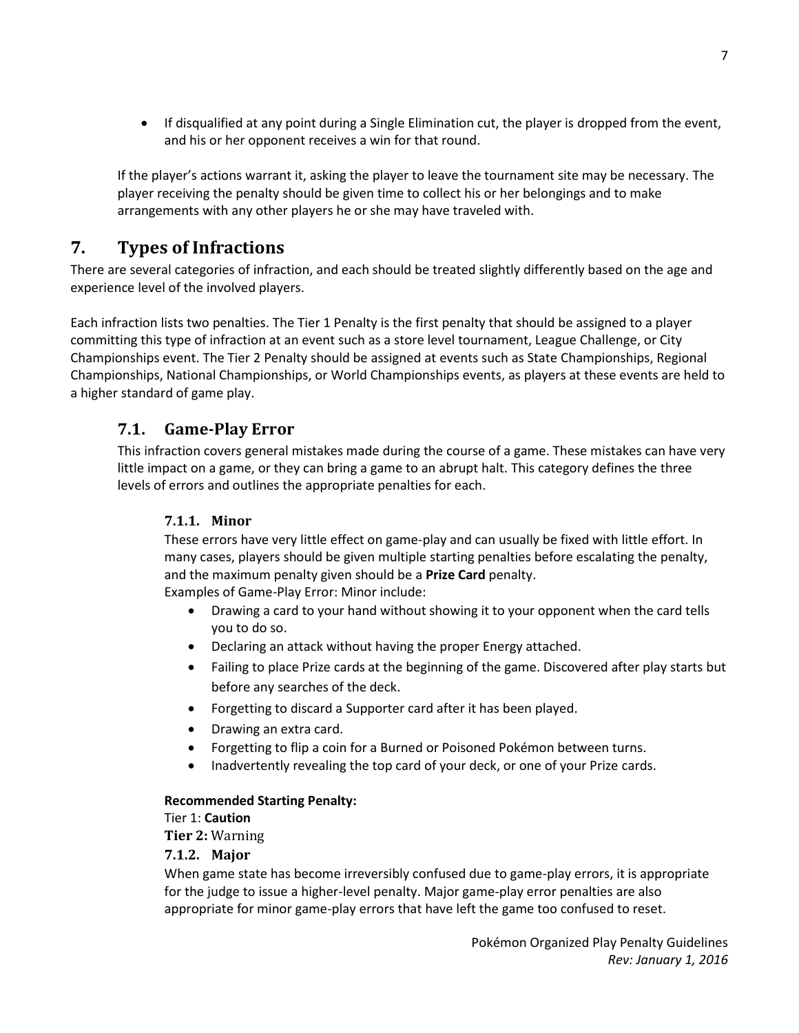- If disqualified at any point during a Single Elimination cut, the player is dropped from the event, and his or her opponent receives a win for that round.

If the player's actions warrant it, asking the player to leave the tournament site may be necessary. The player receiving the penalty should be given time to collect his or her belongings and to make arrangements with any other players he or she may have traveled with.

# 7. Types of Infractions

There are several categories of infraction, and each should be treated slightly differently based on the age and experience level of the involved players.

Each infraction lists two penalties. The Tier 1 Penalty is the first penalty that should be assigned to a player committing this type of infraction at an event such as a store level tournament, League Challenge, or City Championships event. The Tier 2 Penalty should be assigned at events such as State Championships, Regional Championships, National Championships, or World Championships events, as players at these events are held to a higher standard of game play.

## 7.1. Game-Play Error

This infraction covers general mistakes made during the course of a game. These mistakes can have very little impact on a game, or they can bring a game to an abrupt halt. This category defines the three levels of errors and outlines the appropriate penalties for each.

### 7.1.1. Minor

These errors have very little effect on game-play and can usually be fixed with little effort. In many cases, players should be given multiple starting penalties before escalating the penalty, and the maximum penalty given should be a **Prize Card** penalty.

Examples of Game-Play Error: Minor include:

- Drawing a card to your hand without showing it to your opponent when the card tells you to do so.
- Declaring an attack without having the proper Energy attached.
- Failing to place Prize cards at the beginning of the game. Discovered after play starts but before any searches of the deck.
- Forgetting to discard a Supporter card after it has been played.
- Drawing an extra card.
- Forgetting to flip a coin for a Burned or Poisoned Pokémon between turns.
- Inadvertently revealing the top card of your deck, or one of your Prize cards.

**Recommended Starting Penalty:**

Tier 1: **Caution**

**Tier 2:** Warning

### 7.1.2. Major

When game state has become irreversibly confused due to game-play errors, it is appropriate for the judge to issue a higher-level penalty. Major game-play error penalties are also appropriate for minor game-play errors that have left the game too confused to reset.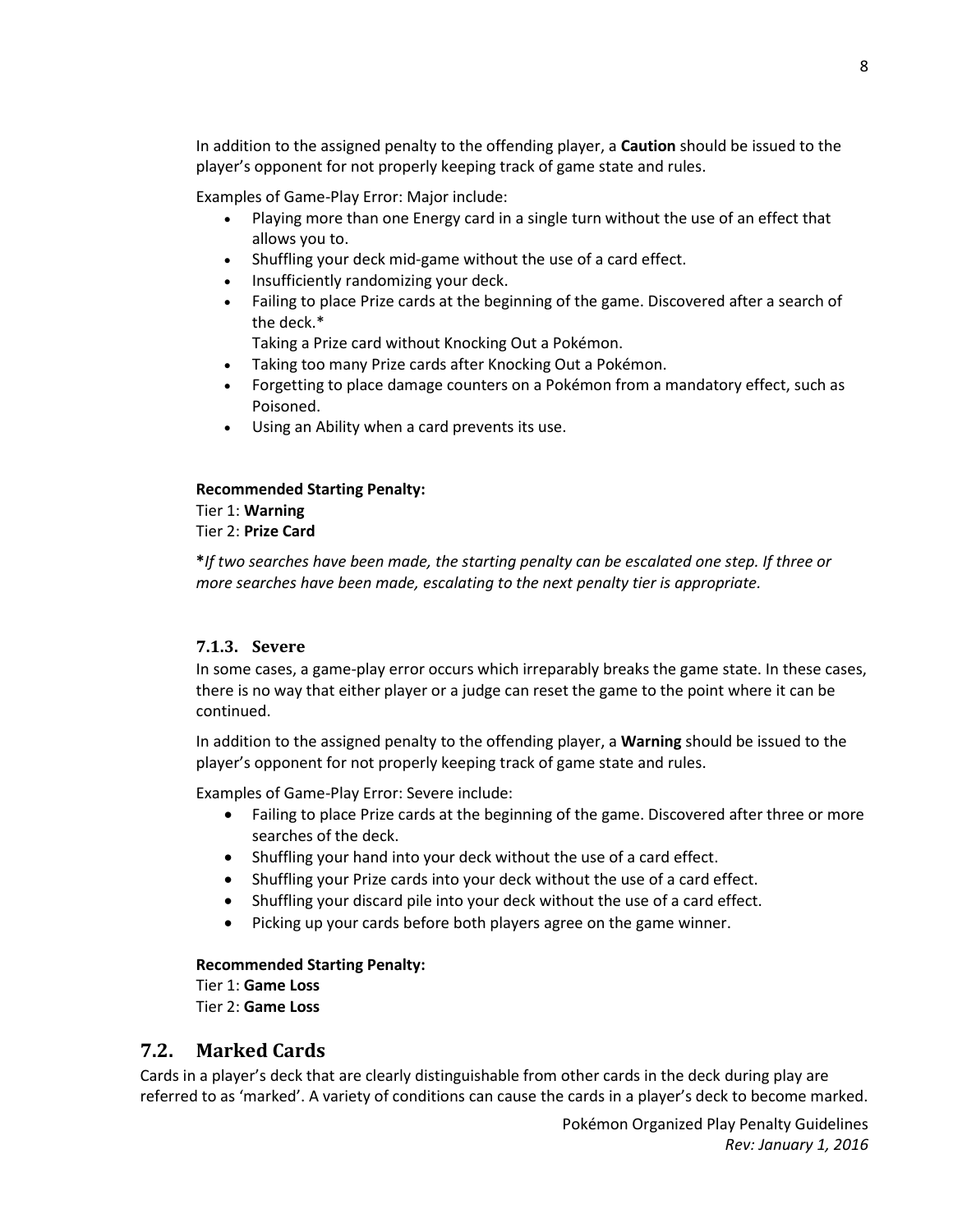In addition to the assigned penalty to the offending player, a **Caution** should be issued to the player's opponent for not properly keeping track of game state and rules.

Examples of Game-Play Error: Major include:

- Playing more than one Energy card in a single turn without the use of an effect that allows you to.
- Shuffling your deck mid-game without the use of a card effect.
- Insufficiently randomizing your deck.
- Failing to place Prize cards at the beginning of the game. Discovered after a search of the deck.*
  Taking a Prize card without Knocking Out a Pokémon.
- Taking too many Prize cards after Knocking Out a Pokémon.
- Forgetting to place damage counters on a Pokémon from a mandatory effect, such as Poisoned.
- Using an Ability when a card prevents its use.

**Recommended Starting Penalty:**
Tier 1: **Warning**
Tier 2: **Prize Card**

**\***_If two searches have been made, the starting penalty can be escalated one step. If three or more searches have been made, escalating to the next penalty tier is appropriate._

### 7.1.3. Severe

In some cases, a game-play error occurs which irreparably breaks the game state. In these cases, there is no way that either player or a judge can reset the game to the point where it can be continued.

In addition to the assigned penalty to the offending player, a **Warning** should be issued to the player's opponent for not properly keeping track of game state and rules.

Examples of Game-Play Error: Severe include:

- Failing to place Prize cards at the beginning of the game. Discovered after three or more searches of the deck.
- Shuffling your hand into your deck without the use of a card effect.
- Shuffling your Prize cards into your deck without the use of a card effect.
- Shuffling your discard pile into your deck without the use of a card effect.
- Picking up your cards before both players agree on the game winner.

**Recommended Starting Penalty:**
Tier 1: **Game Loss**
Tier 2: **Game Loss**

## 7.2. Marked Cards

Cards in a player's deck that are clearly distinguishable from other cards in the deck during play are referred to as 'marked'. A variety of conditions can cause the cards in a player's deck to become marked.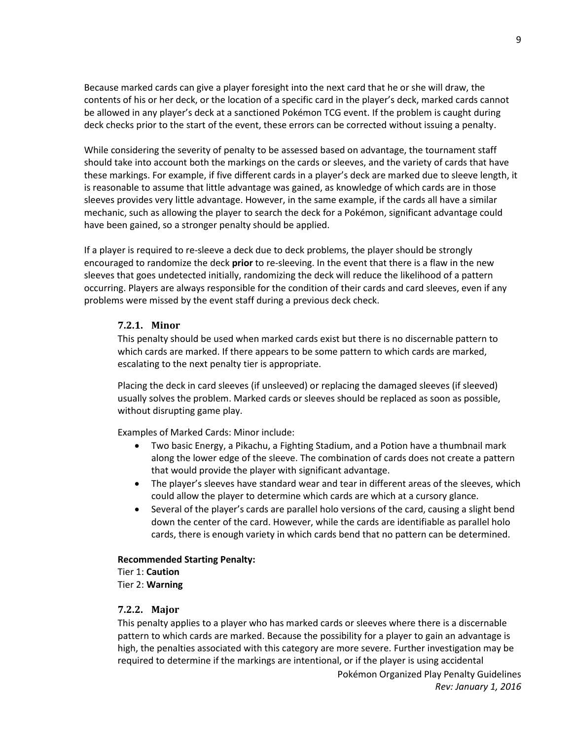Because marked cards can give a player foresight into the next card that he or she will draw, the contents of his or her deck, or the location of a specific card in the player's deck, marked cards cannot be allowed in any player's deck at a sanctioned Pokémon TCG event. If the problem is caught during deck checks prior to the start of the event, these errors can be corrected without issuing a penalty.

While considering the severity of penalty to be assessed based on advantage, the tournament staff should take into account both the markings on the cards or sleeves, and the variety of cards that have these markings. For example, if five different cards in a player's deck are marked due to sleeve length, it is reasonable to assume that little advantage was gained, as knowledge of which cards are in those sleeves provides very little advantage. However, in the same example, if the cards all have a similar mechanic, such as allowing the player to search the deck for a Pokémon, significant advantage could have been gained, so a stronger penalty should be applied.

If a player is required to re-sleeve a deck due to deck problems, the player should be strongly encouraged to randomize the deck **prior** to re-sleeving. In the event that there is a flaw in the new sleeves that goes undetected initially, randomizing the deck will reduce the likelihood of a pattern occurring. Players are always responsible for the condition of their cards and card sleeves, even if any problems were missed by the event staff during a previous deck check.

### 7.2.1. Minor

This penalty should be used when marked cards exist but there is no discernable pattern to which cards are marked. If there appears to be some pattern to which cards are marked, escalating to the next penalty tier is appropriate.

Placing the deck in card sleeves (if unsleeved) or replacing the damaged sleeves (if sleeved) usually solves the problem. Marked cards or sleeves should be replaced as soon as possible, without disrupting game play.

Examples of Marked Cards: Minor include:

- Two basic Energy, a Pikachu, a Fighting Stadium, and a Potion have a thumbnail mark along the lower edge of the sleeve. The combination of cards does not create a pattern that would provide the player with significant advantage.
- The player's sleeves have standard wear and tear in different areas of the sleeves, which could allow the player to determine which cards are which at a cursory glance.
- Several of the player's cards are parallel holo versions of the card, causing a slight bend down the center of the card. However, while the cards are identifiable as parallel holo cards, there is enough variety in which cards bend that no pattern can be determined.

**Recommended Starting Penalty:**
Tier 1: **Caution**
Tier 2: **Warning**

### 7.2.2. Major

This penalty applies to a player who has marked cards or sleeves where there is a discernable pattern to which cards are marked. Because the possibility for a player to gain an advantage is high, the penalties associated with this category are more severe. Further investigation may be required to determine if the markings are intentional, or if the player is using accidental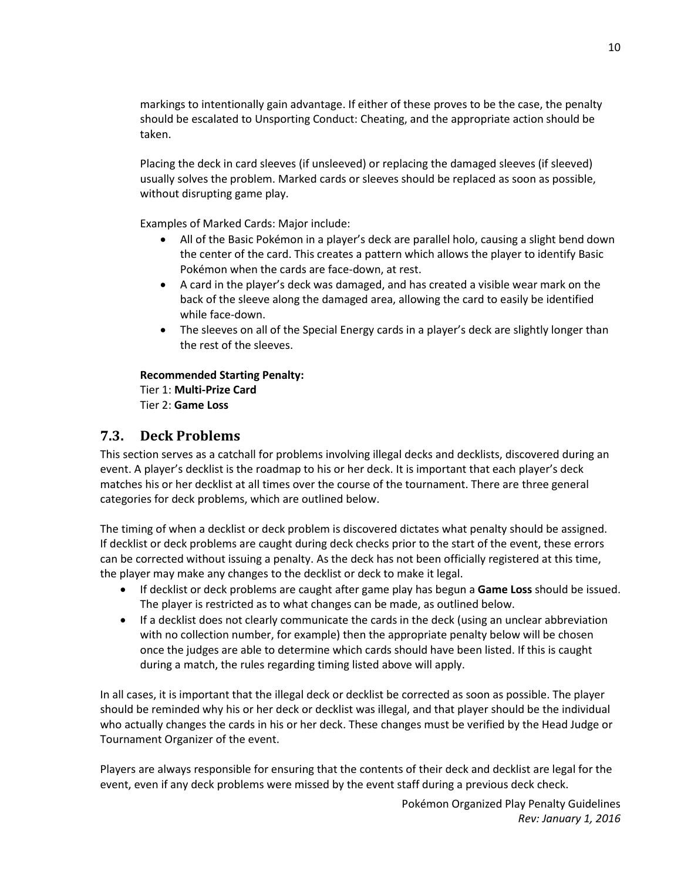markings to intentionally gain advantage. If either of these proves to be the case, the penalty should be escalated to Unsporting Conduct: Cheating, and the appropriate action should be taken.

Placing the deck in card sleeves (if unsleeved) or replacing the damaged sleeves (if sleeved) usually solves the problem. Marked cards or sleeves should be replaced as soon as possible, without disrupting game play.

Examples of Marked Cards: Major include:

- All of the Basic Pokémon in a player's deck are parallel holo, causing a slight bend down the center of the card. This creates a pattern which allows the player to identify Basic Pokémon when the cards are face-down, at rest.
- A card in the player's deck was damaged, and has created a visible wear mark on the back of the sleeve along the damaged area, allowing the card to easily be identified while face-down.
- The sleeves on all of the Special Energy cards in a player's deck are slightly longer than the rest of the sleeves.

**Recommended Starting Penalty:**
Tier 1: **Multi-Prize Card**
Tier 2: **Game Loss**

## 7.3. Deck Problems

This section serves as a catchall for problems involving illegal decks and decklists, discovered during an event. A player's decklist is the roadmap to his or her deck. It is important that each player's deck matches his or her decklist at all times over the course of the tournament. There are three general categories for deck problems, which are outlined below.

The timing of when a decklist or deck problem is discovered dictates what penalty should be assigned. If decklist or deck problems are caught during deck checks prior to the start of the event, these errors can be corrected without issuing a penalty. As the deck has not been officially registered at this time, the player may make any changes to the decklist or deck to make it legal.

- If decklist or deck problems are caught after game play has begun a **Game Loss** should be issued. The player is restricted as to what changes can be made, as outlined below.
- If a decklist does not clearly communicate the cards in the deck (using an unclear abbreviation with no collection number, for example) then the appropriate penalty below will be chosen once the judges are able to determine which cards should have been listed. If this is caught during a match, the rules regarding timing listed above will apply.

In all cases, it is important that the illegal deck or decklist be corrected as soon as possible. The player should be reminded why his or her deck or decklist was illegal, and that player should be the individual who actually changes the cards in his or her deck. These changes must be verified by the Head Judge or Tournament Organizer of the event.

Players are always responsible for ensuring that the contents of their deck and decklist are legal for the event, even if any deck problems were missed by the event staff during a previous deck check.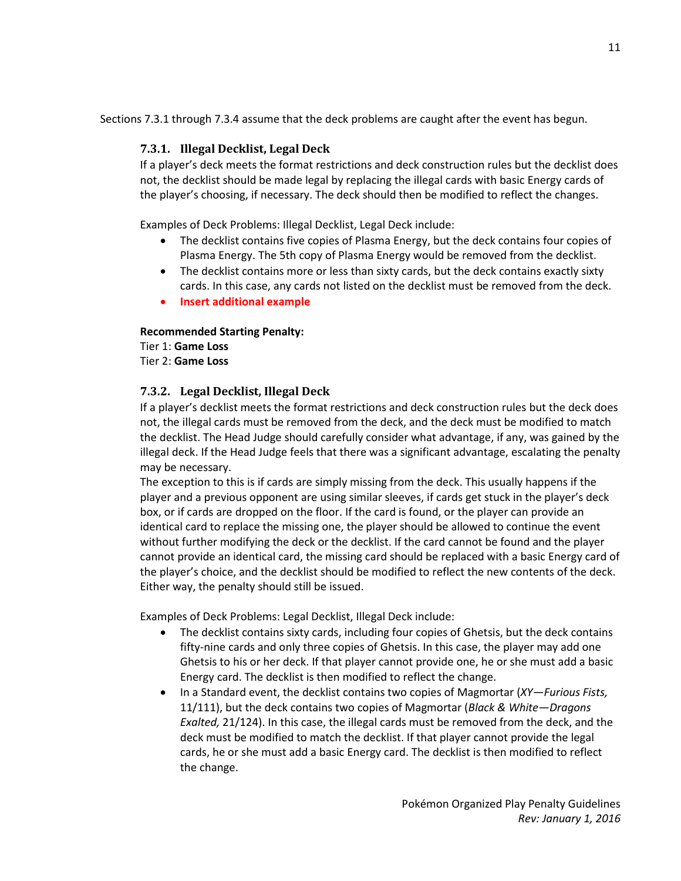Sections 7.3.1 through 7.3.4 assume that the deck problems are caught after the event has begun.

### 7.3.1. Illegal Decklist, Legal Deck

If a player's deck meets the format restrictions and deck construction rules but the decklist does not, the decklist should be made legal by replacing the illegal cards with basic Energy cards of the player's choosing, if necessary. The deck should then be modified to reflect the changes.

Examples of Deck Problems: Illegal Decklist, Legal Deck include:

- The decklist contains five copies of Plasma Energy, but the deck contains four copies of Plasma Energy. The 5th copy of Plasma Energy would be removed from the decklist.
- The decklist contains more or less than sixty cards, but the deck contains exactly sixty cards. In this case, any cards not listed on the decklist must be removed from the deck.
- **Insert additional example**

**Recommended Starting Penalty:**
Tier 1: **Game Loss**
Tier 2: **Game Loss**

### 7.3.2. Legal Decklist, Illegal Deck

If a player's decklist meets the format restrictions and deck construction rules but the deck does not, the illegal cards must be removed from the deck, and the deck must be modified to match the decklist. The Head Judge should carefully consider what advantage, if any, was gained by the illegal deck. If the Head Judge feels that there was a significant advantage, escalating the penalty may be necessary.

The exception to this is if cards are simply missing from the deck. This usually happens if the player and a previous opponent are using similar sleeves, if cards get stuck in the player's deck box, or if cards are dropped on the floor. If the card is found, or the player can provide an identical card to replace the missing one, the player should be allowed to continue the event without further modifying the deck or the decklist. If the card cannot be found and the player cannot provide an identical card, the missing card should be replaced with a basic Energy card of the player's choice, and the decklist should be modified to reflect the new contents of the deck. Either way, the penalty should still be issued.

Examples of Deck Problems: Legal Decklist, Illegal Deck include:

- The decklist contains sixty cards, including four copies of Ghetsis, but the deck contains fifty-nine cards and only three copies of Ghetsis. In this case, the player may add one Ghetsis to his or her deck. If that player cannot provide one, he or she must add a basic Energy card. The decklist is then modified to reflect the change.
- In a Standard event, the decklist contains two copies of Magmortar (*XY—Furious Fists,* 11/111), but the deck contains two copies of Magmortar (*Black & White—Dragons Exalted,* 21/124). In this case, the illegal cards must be removed from the deck, and the deck must be modified to match the decklist. If that player cannot provide the legal cards, he or she must add a basic Energy card. The decklist is then modified to reflect the change.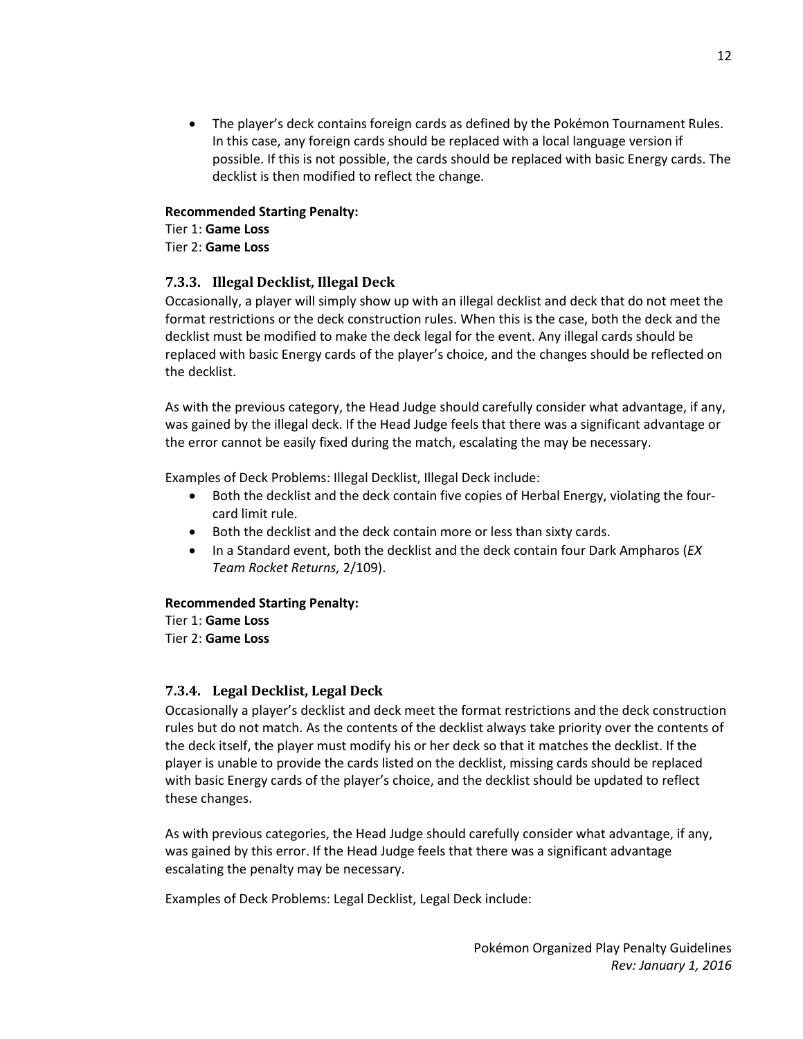- The player's deck contains foreign cards as defined by the Pokémon Tournament Rules. In this case, any foreign cards should be replaced with a local language version if possible. If this is not possible, the cards should be replaced with basic Energy cards. The decklist is then modified to reflect the change.

**Recommended Starting Penalty:**
Tier 1: **Game Loss**
Tier 2: **Game Loss**

### 7.3.3. Illegal Decklist, Illegal Deck

Occasionally, a player will simply show up with an illegal decklist and deck that do not meet the format restrictions or the deck construction rules. When this is the case, both the deck and the decklist must be modified to make the deck legal for the event. Any illegal cards should be replaced with basic Energy cards of the player's choice, and the changes should be reflected on the decklist.

As with the previous category, the Head Judge should carefully consider what advantage, if any, was gained by the illegal deck. If the Head Judge feels that there was a significant advantage or the error cannot be easily fixed during the match, escalating the may be necessary.

Examples of Deck Problems: Illegal Decklist, Illegal Deck include:

- Both the decklist and the deck contain five copies of Herbal Energy, violating the four-card limit rule.
- Both the decklist and the deck contain more or less than sixty cards.
- In a Standard event, both the decklist and the deck contain four Dark Ampharos (*EX Team Rocket Returns,* 2/109).

**Recommended Starting Penalty:**
Tier 1: **Game Loss**
Tier 2: **Game Loss**

### 7.3.4. Legal Decklist, Legal Deck

Occasionally a player's decklist and deck meet the format restrictions and the deck construction rules but do not match. As the contents of the decklist always take priority over the contents of the deck itself, the player must modify his or her deck so that it matches the decklist. If the player is unable to provide the cards listed on the decklist, missing cards should be replaced with basic Energy cards of the player's choice, and the decklist should be updated to reflect these changes.

As with previous categories, the Head Judge should carefully consider what advantage, if any, was gained by this error. If the Head Judge feels that there was a significant advantage escalating the penalty may be necessary.

Examples of Deck Problems: Legal Decklist, Legal Deck include: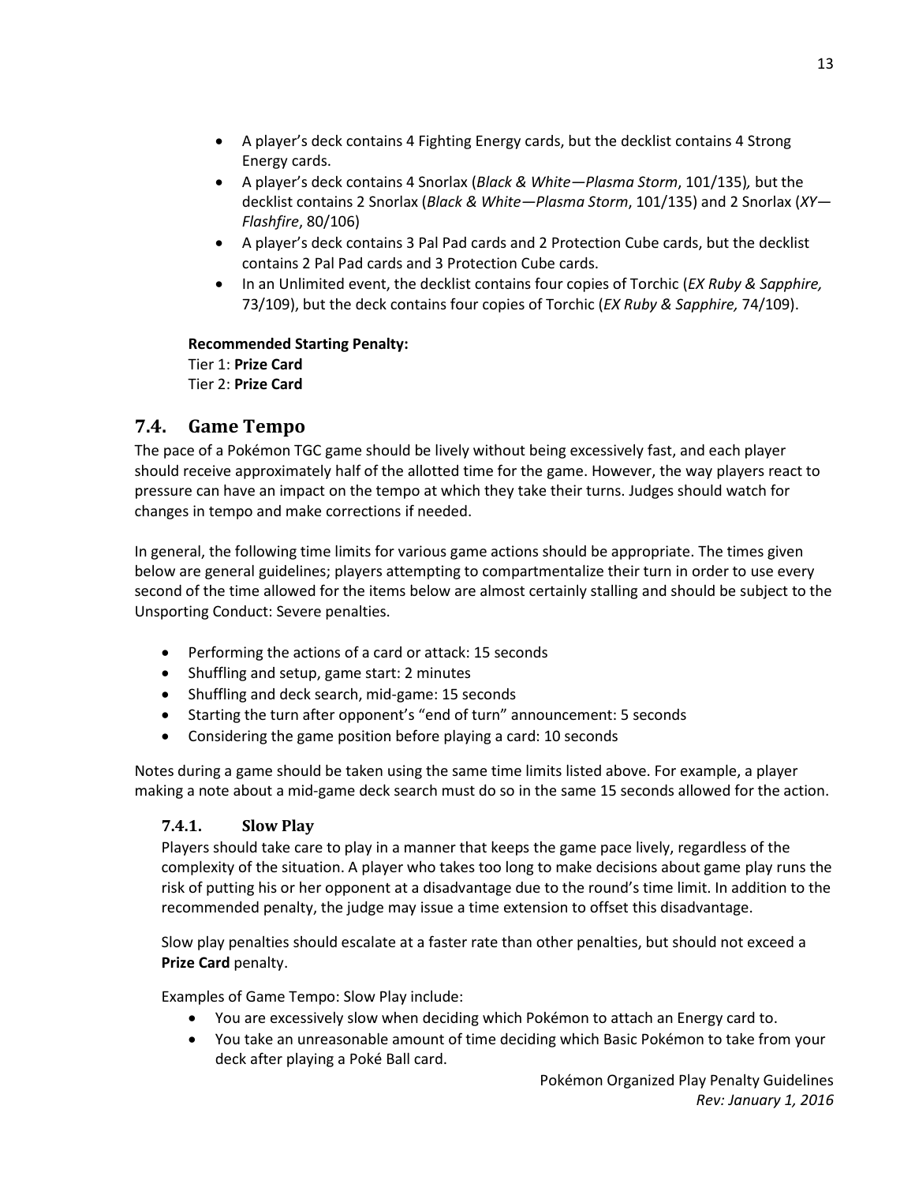- A player's deck contains 4 Fighting Energy cards, but the decklist contains 4 Strong Energy cards.
- A player's deck contains 4 Snorlax (*Black & White—Plasma Storm*, 101/135), but the decklist contains 2 Snorlax (*Black & White—Plasma Storm*, 101/135) and 2 Snorlax (*XY—Flashfire*, 80/106)
- A player's deck contains 3 Pal Pad cards and 2 Protection Cube cards, but the decklist contains 2 Pal Pad cards and 3 Protection Cube cards.
- In an Unlimited event, the decklist contains four copies of Torchic (*EX Ruby & Sapphire,* 73/109), but the deck contains four copies of Torchic (*EX Ruby & Sapphire,* 74/109).

**Recommended Starting Penalty:**
Tier 1: **Prize Card**
Tier 2: **Prize Card**

## 7.4. Game Tempo

The pace of a Pokémon TGC game should be lively without being excessively fast, and each player should receive approximately half of the allotted time for the game. However, the way players react to pressure can have an impact on the tempo at which they take their turns. Judges should watch for changes in tempo and make corrections if needed.

In general, the following time limits for various game actions should be appropriate. The times given below are general guidelines; players attempting to compartmentalize their turn in order to use every second of the time allowed for the items below are almost certainly stalling and should be subject to the Unsporting Conduct: Severe penalties.

- Performing the actions of a card or attack: 15 seconds
- Shuffling and setup, game start: 2 minutes
- Shuffling and deck search, mid-game: 15 seconds
- Starting the turn after opponent's "end of turn" announcement: 5 seconds
- Considering the game position before playing a card: 10 seconds

Notes during a game should be taken using the same time limits listed above. For example, a player making a note about a mid-game deck search must do so in the same 15 seconds allowed for the action.

### 7.4.1. Slow Play

Players should take care to play in a manner that keeps the game pace lively, regardless of the complexity of the situation. A player who takes too long to make decisions about game play runs the risk of putting his or her opponent at a disadvantage due to the round's time limit. In addition to the recommended penalty, the judge may issue a time extension to offset this disadvantage.

Slow play penalties should escalate at a faster rate than other penalties, but should not exceed a **Prize Card** penalty.

Examples of Game Tempo: Slow Play include:

- You are excessively slow when deciding which Pokémon to attach an Energy card to.
- You take an unreasonable amount of time deciding which Basic Pokémon to take from your deck after playing a Poké Ball card.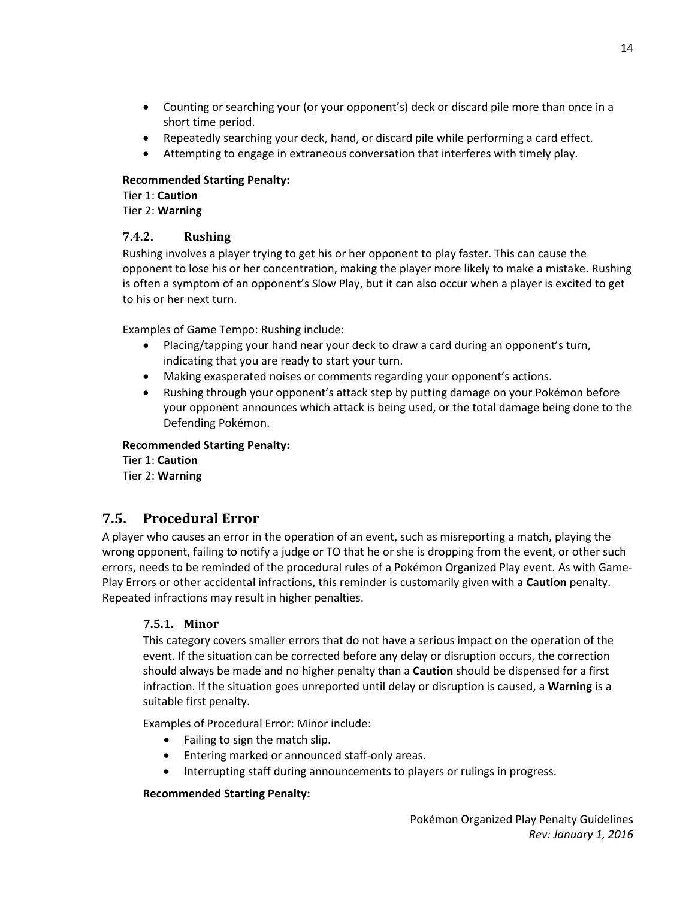- Counting or searching your (or your opponent's) deck or discard pile more than once in a short time period.
- Repeatedly searching your deck, hand, or discard pile while performing a card effect.
- Attempting to engage in extraneous conversation that interferes with timely play.

**Recommended Starting Penalty:**
Tier 1: **Caution**
Tier 2: **Warning**

### 7.4.2. Rushing

Rushing involves a player trying to get his or her opponent to play faster. This can cause the opponent to lose his or her concentration, making the player more likely to make a mistake. Rushing is often a symptom of an opponent's Slow Play, but it can also occur when a player is excited to get to his or her next turn.

Examples of Game Tempo: Rushing include:

- Placing/tapping your hand near your deck to draw a card during an opponent's turn, indicating that you are ready to start your turn.
- Making exasperated noises or comments regarding your opponent's actions.
- Rushing through your opponent's attack step by putting damage on your Pokémon before your opponent announces which attack is being used, or the total damage being done to the Defending Pokémon.

**Recommended Starting Penalty:**
Tier 1: **Caution**
Tier 2: **Warning**

## 7.5. Procedural Error

A player who causes an error in the operation of an event, such as misreporting a match, playing the wrong opponent, failing to notify a judge or TO that he or she is dropping from the event, or other such errors, needs to be reminded of the procedural rules of a Pokémon Organized Play event. As with Game-Play Errors or other accidental infractions, this reminder is customarily given with a **Caution** penalty. Repeated infractions may result in higher penalties.

### 7.5.1. Minor

This category covers smaller errors that do not have a serious impact on the operation of the event. If the situation can be corrected before any delay or disruption occurs, the correction should always be made and no higher penalty than a **Caution** should be dispensed for a first infraction. If the situation goes unreported until delay or disruption is caused, a **Warning** is a suitable first penalty.

Examples of Procedural Error: Minor include:

- Failing to sign the match slip.
- Entering marked or announced staff-only areas.
- Interrupting staff during announcements to players or rulings in progress.

**Recommended Starting Penalty:**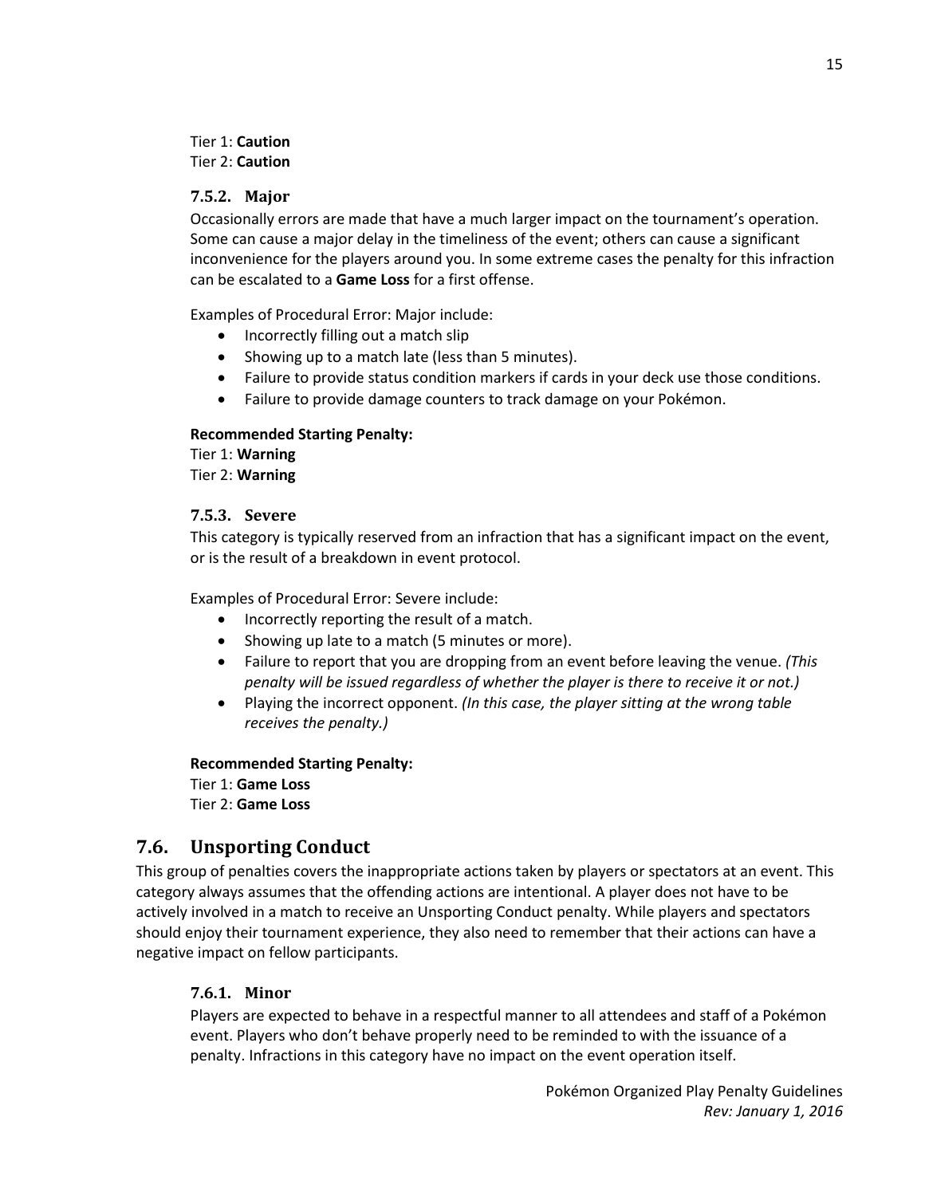Tier 1: **Caution**
Tier 2: **Caution**

### 7.5.2. Major

Occasionally errors are made that have a much larger impact on the tournament's operation. Some can cause a major delay in the timeliness of the event; others can cause a significant inconvenience for the players around you. In some extreme cases the penalty for this infraction can be escalated to a **Game Loss** for a first offense.

Examples of Procedural Error: Major include:

- Incorrectly filling out a match slip
- Showing up to a match late (less than 5 minutes).
- Failure to provide status condition markers if cards in your deck use those conditions.
- Failure to provide damage counters to track damage on your Pokémon.

**Recommended Starting Penalty:**
Tier 1: **Warning**
Tier 2: **Warning**

### 7.5.3. Severe

This category is typically reserved from an infraction that has a significant impact on the event, or is the result of a breakdown in event protocol.

Examples of Procedural Error: Severe include:

- Incorrectly reporting the result of a match.
- Showing up late to a match (5 minutes or more).
- Failure to report that you are dropping from an event before leaving the venue. *(This penalty will be issued regardless of whether the player is there to receive it or not.)*
- Playing the incorrect opponent. *(In this case, the player sitting at the wrong table receives the penalty.)*

**Recommended Starting Penalty:**
Tier 1: **Game Loss**
Tier 2: **Game Loss**

## 7.6. Unsporting Conduct

This group of penalties covers the inappropriate actions taken by players or spectators at an event. This category always assumes that the offending actions are intentional. A player does not have to be actively involved in a match to receive an Unsporting Conduct penalty. While players and spectators should enjoy their tournament experience, they also need to remember that their actions can have a negative impact on fellow participants.

### 7.6.1. Minor

Players are expected to behave in a respectful manner to all attendees and staff of a Pokémon event. Players who don't behave properly need to be reminded to with the issuance of a penalty. Infractions in this category have no impact on the event operation itself.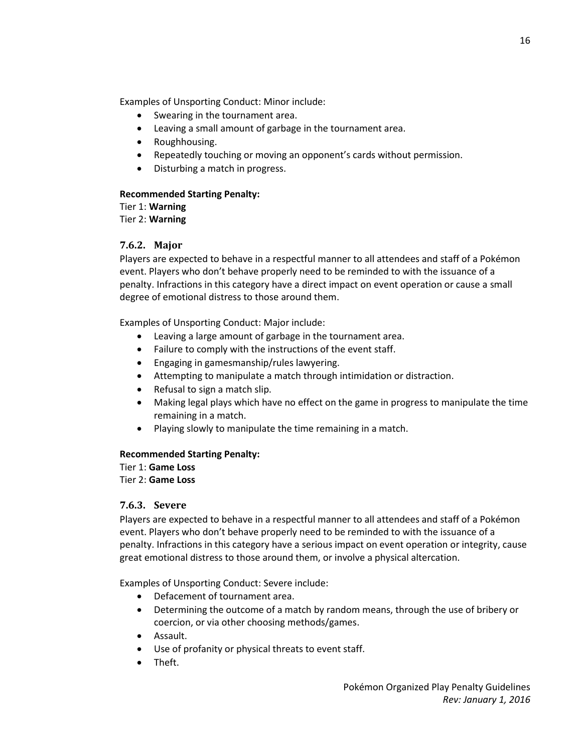Examples of Unsporting Conduct: Minor include:

- Swearing in the tournament area.
- Leaving a small amount of garbage in the tournament area.
- Roughhousing.
- Repeatedly touching or moving an opponent's cards without permission.
- Disturbing a match in progress.

**Recommended Starting Penalty:**
Tier 1: **Warning**
Tier 2: **Warning**

### 7.6.2. Major

Players are expected to behave in a respectful manner to all attendees and staff of a Pokémon event. Players who don't behave properly need to be reminded to with the issuance of a penalty. Infractions in this category have a direct impact on event operation or cause a small degree of emotional distress to those around them.

Examples of Unsporting Conduct: Major include:

- Leaving a large amount of garbage in the tournament area.
- Failure to comply with the instructions of the event staff.
- Engaging in gamesmanship/rules lawyering.
- Attempting to manipulate a match through intimidation or distraction.
- Refusal to sign a match slip.
- Making legal plays which have no effect on the game in progress to manipulate the time remaining in a match.
- Playing slowly to manipulate the time remaining in a match.

**Recommended Starting Penalty:**
Tier 1: **Game Loss**
Tier 2: **Game Loss**

### 7.6.3. Severe

Players are expected to behave in a respectful manner to all attendees and staff of a Pokémon event. Players who don't behave properly need to be reminded to with the issuance of a penalty. Infractions in this category have a serious impact on event operation or integrity, cause great emotional distress to those around them, or involve a physical altercation.

Examples of Unsporting Conduct: Severe include:

- Defacement of tournament area.
- Determining the outcome of a match by random means, through the use of bribery or coercion, or via other choosing methods/games.
- Assault.
- Use of profanity or physical threats to event staff.
- Theft.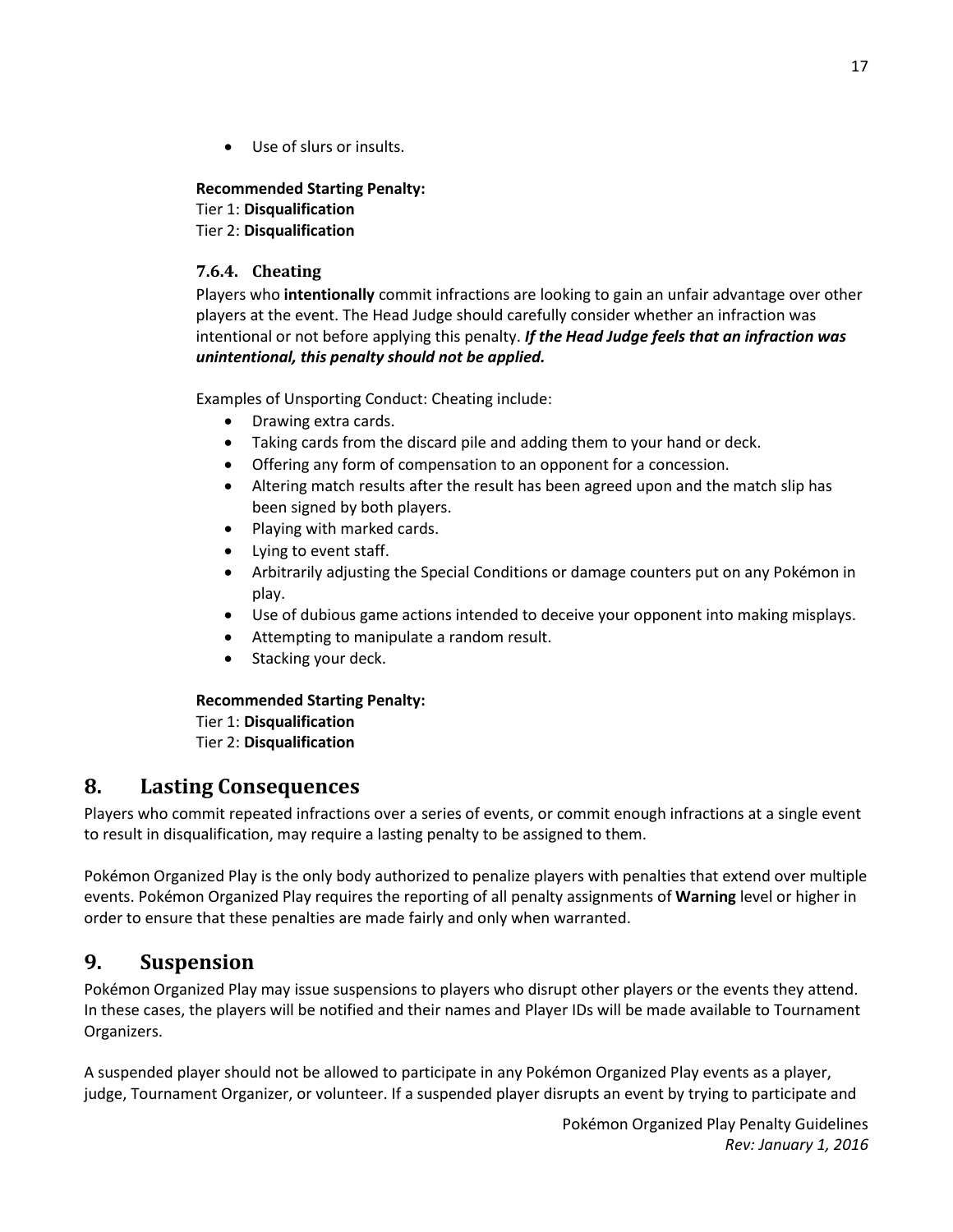- Use of slurs or insults.

**Recommended Starting Penalty:**
Tier 1: **Disqualification**
Tier 2: **Disqualification**

### 7.6.4. Cheating

Players who **intentionally** commit infractions are looking to gain an unfair advantage over other players at the event. The Head Judge should carefully consider whether an infraction was intentional or not before applying this penalty. ***If the Head Judge feels that an infraction was unintentional, this penalty should not be applied.***

Examples of Unsporting Conduct: Cheating include:

- Drawing extra cards.
- Taking cards from the discard pile and adding them to your hand or deck.
- Offering any form of compensation to an opponent for a concession.
- Altering match results after the result has been agreed upon and the match slip has been signed by both players.
- Playing with marked cards.
- Lying to event staff.
- Arbitrarily adjusting the Special Conditions or damage counters put on any Pokémon in play.
- Use of dubious game actions intended to deceive your opponent into making misplays.
- Attempting to manipulate a random result.
- Stacking your deck.

**Recommended Starting Penalty:**
Tier 1: **Disqualification**
Tier 2: **Disqualification**

## 8. Lasting Consequences

Players who commit repeated infractions over a series of events, or commit enough infractions at a single event to result in disqualification, may require a lasting penalty to be assigned to them.

Pokémon Organized Play is the only body authorized to penalize players with penalties that extend over multiple events. Pokémon Organized Play requires the reporting of all penalty assignments of **Warning** level or higher in order to ensure that these penalties are made fairly and only when warranted.

## 9. Suspension

Pokémon Organized Play may issue suspensions to players who disrupt other players or the events they attend. In these cases, the players will be notified and their names and Player IDs will be made available to Tournament Organizers.

A suspended player should not be allowed to participate in any Pokémon Organized Play events as a player, judge, Tournament Organizer, or volunteer. If a suspended player disrupts an event by trying to participate and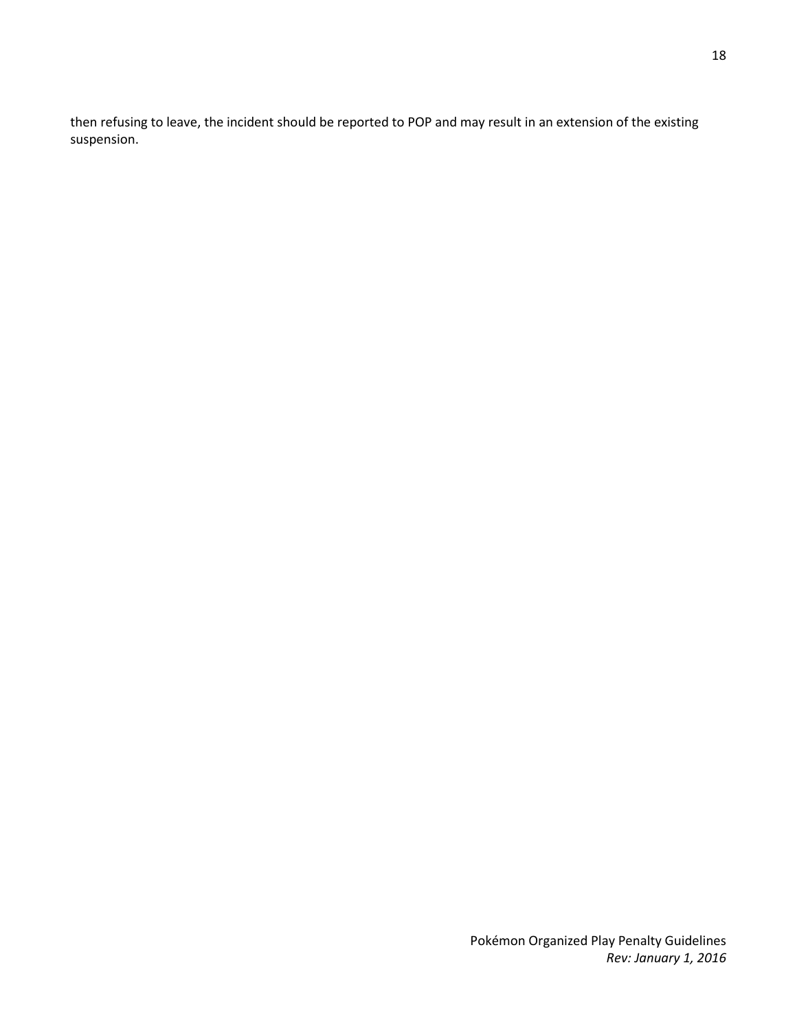then refusing to leave, the incident should be reported to POP and may result in an extension of the existing suspension.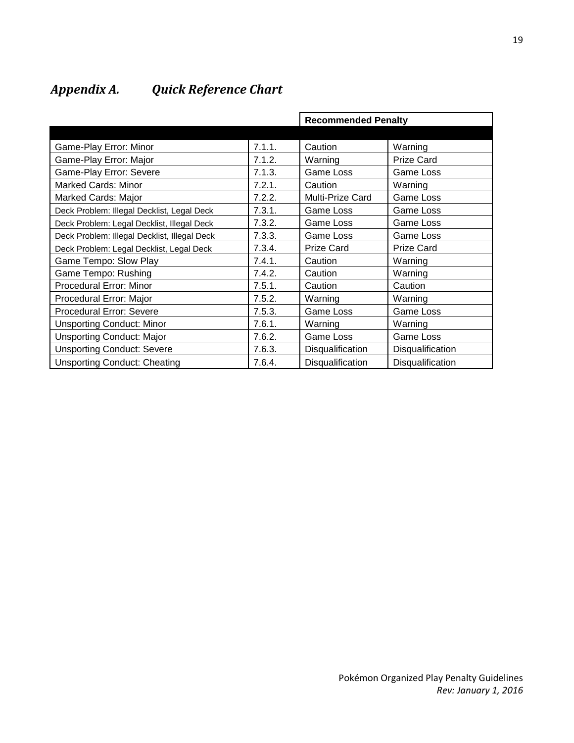## *Appendix A. Quick Reference Chart*

| | | Recommended Penalty | |
|---|---|---|---|
| | | | |
| Game-Play Error: Minor | 7.1.1. | Caution | Warning |
| Game-Play Error: Major | 7.1.2. | Warning | Prize Card |
| Game-Play Error: Severe | 7.1.3. | Game Loss | Game Loss |
| Marked Cards: Minor | 7.2.1. | Caution | Warning |
| Marked Cards: Major | 7.2.2. | Multi-Prize Card | Game Loss |
| Deck Problem: Illegal Decklist, Legal Deck | 7.3.1. | Game Loss | Game Loss |
| Deck Problem: Legal Decklist, Illegal Deck | 7.3.2. | Game Loss | Game Loss |
| Deck Problem: Illegal Decklist, Illegal Deck | 7.3.3. | Game Loss | Game Loss |
| Deck Problem: Legal Decklist, Legal Deck | 7.3.4. | Prize Card | Prize Card |
| Game Tempo: Slow Play | 7.4.1. | Caution | Warning |
| Game Tempo: Rushing | 7.4.2. | Caution | Warning |
| Procedural Error: Minor | 7.5.1. | Caution | Caution |
| Procedural Error: Major | 7.5.2. | Warning | Warning |
| Procedural Error: Severe | 7.5.3. | Game Loss | Game Loss |
| Unsporting Conduct: Minor | 7.6.1. | Warning | Warning |
| Unsporting Conduct: Major | 7.6.2. | Game Loss | Game Loss |
| Unsporting Conduct: Severe | 7.6.3. | Disqualification | Disqualification |
| Unsporting Conduct: Cheating | 7.6.4. | Disqualification | Disqualification |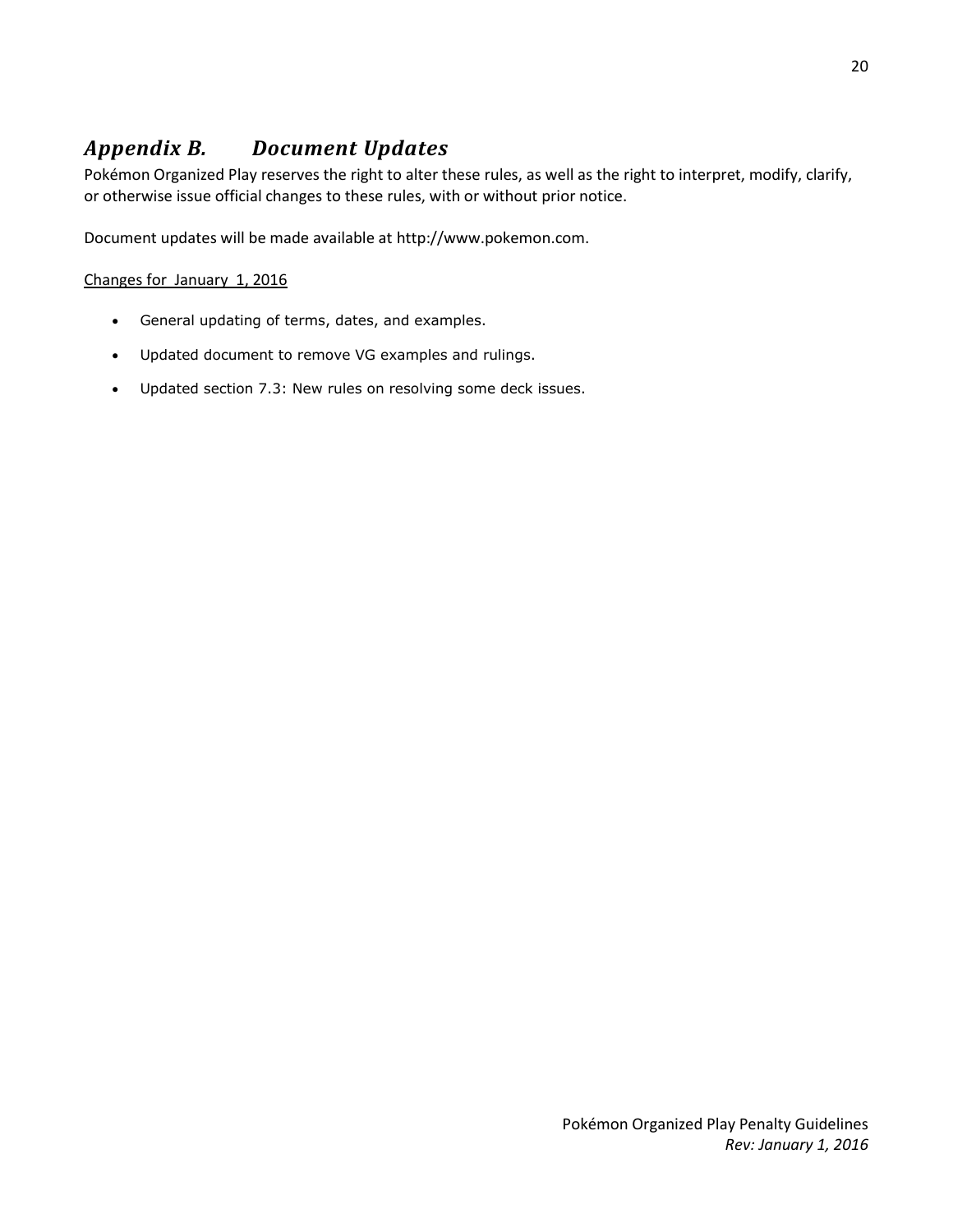## *Appendix B. Document Updates*

Pokémon Organized Play reserves the right to alter these rules, as well as the right to interpret, modify, clarify, or otherwise issue official changes to these rules, with or without prior notice.

Document updates will be made available at http://www.pokemon.com.

Changes for January 1, 2016

- General updating of terms, dates, and examples.
- Updated document to remove VG examples and rulings.
- Updated section 7.3: New rules on resolving some deck issues.